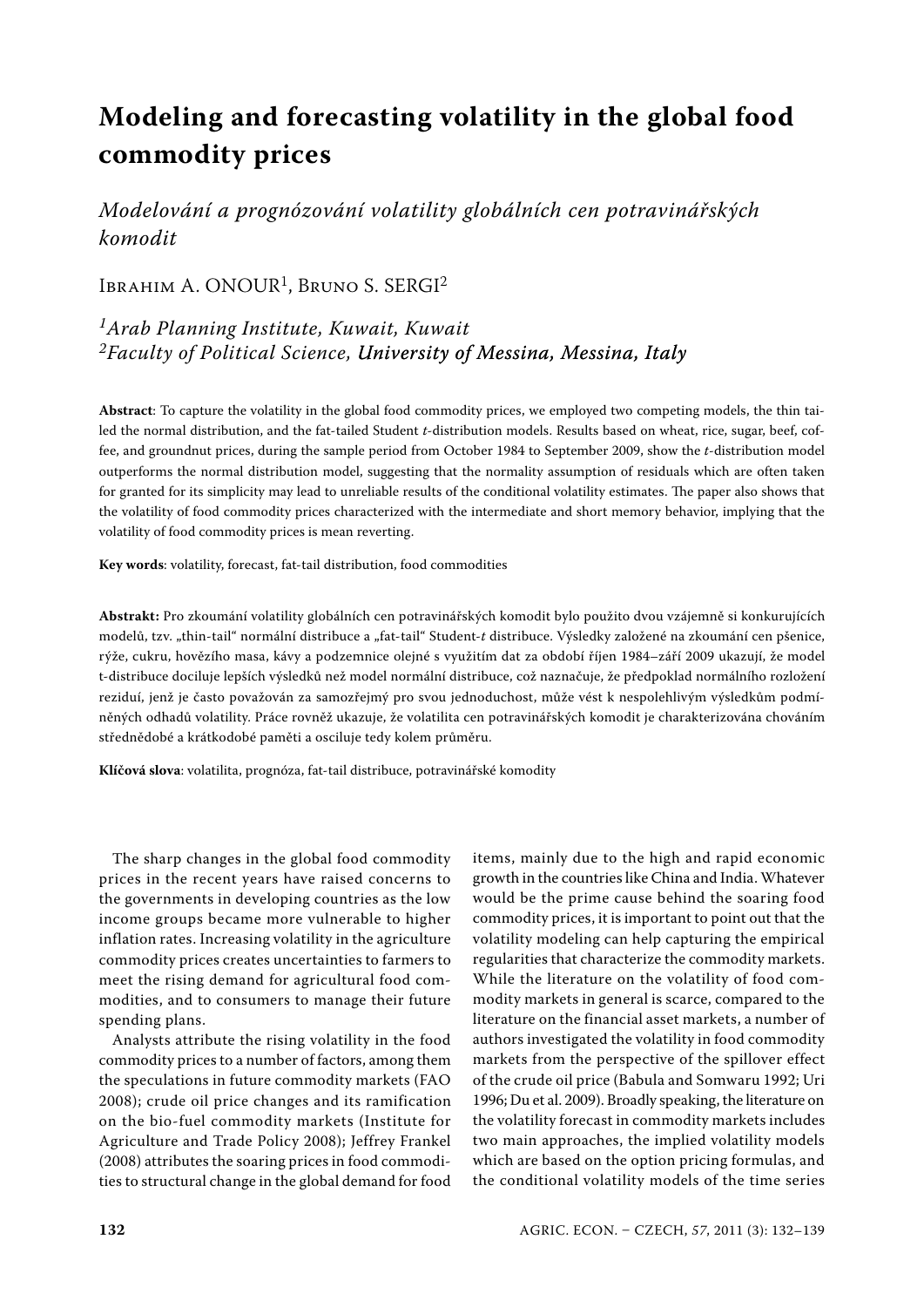# Modeling and forecasting volatility in the global food commodity prices

*Modelování a prognózování volatility globálních cen potravinářských komodit*

Ibrahim A. ONOUR[1], Bruno S. SERGI[2]

*[1]Arab Planning Institute, Kuwait, Kuwait*
*[2]Faculty of Political Science, University of Messina, Messina, Italy*

**Abstract**: To capture the volatility in the global food commodity prices, we employed two competing models, the thin tailed the normal distribution, and the fat-tailed Student *t*-distribution models. Results based on wheat, rice, sugar, beef, coffee, and groundnut prices, during the sample period from October 1984 to September 2009, show the *t*-distribution model outperforms the normal distribution model, suggesting that the normality assumption of residuals which are often taken for granted for its simplicity may lead to unreliable results of the conditional volatility estimates. The paper also shows that the volatility of food commodity prices characterized with the intermediate and short memory behavior, implying that the volatility of food commodity prices is mean reverting.

**Key words**: volatility, forecast, fat-tail distribution, food commodities

**Abstrakt:** Pro zkoumání volatility globálních cen potravinářských komodit bylo použito dvou vzájemně si konkurujících modelů, tzv. „thin-tail" normální distribuce a „fat-tail" Student-*t* distribuce. Výsledky založené na zkoumání cen pšenice, rýže, cukru, hovězího masa, kávy a podzemnice olejné s využitím dat za období říjen 1984–září 2009 ukazují, že model t-distribuce dociluje lepších výsledků než model normální distribuce, což naznačuje, že předpoklad normálního rozložení reziduí, jenž je často považován za samozřejmý pro svou jednoduchost, může vést k nespolehlivým výsledkům podmíněných odhadů volatility. Práce rovněž ukazuje, že volatilita cen potravinářských komodit je charakterizována chováním střednědobé a krátkodobé paměti a osciluje tedy kolem průměru.

**Klíčová slova**: volatilita, prognóza, fat-tail distribuce, potravinářské komodity

The sharp changes in the global food commodity prices in the recent years have raised concerns to the governments in developing countries as the low income groups became more vulnerable to higher inflation rates. Increasing volatility in the agriculture commodity prices creates uncertainties to farmers to meet the rising demand for agricultural food commodities, and to consumers to manage their future spending plans.

Analysts attribute the rising volatility in the food commodity prices to a number of factors, among them the speculations in future commodity markets (FAO 2008); crude oil price changes and its ramification on the bio-fuel commodity markets (Institute for Agriculture and Trade Policy 2008); Jeffrey Frankel (2008) attributes the soaring prices in food commodities to structural change in the global demand for food items, mainly due to the high and rapid economic growth in the countries like China and India. Whatever would be the prime cause behind the soaring food commodity prices, it is important to point out that the volatility modeling can help capturing the empirical regularities that characterize the commodity markets. While the literature on the volatility of food commodity markets in general is scarce, compared to the literature on the financial asset markets, a number of authors investigated the volatility in food commodity markets from the perspective of the spillover effect of the crude oil price (Babula and Somwaru 1992; Uri 1996; Du et al. 2009). Broadly speaking, the literature on the volatility forecast in commodity markets includes two main approaches, the implied volatility models which are based on the option pricing formulas, and the conditional volatility models of the time series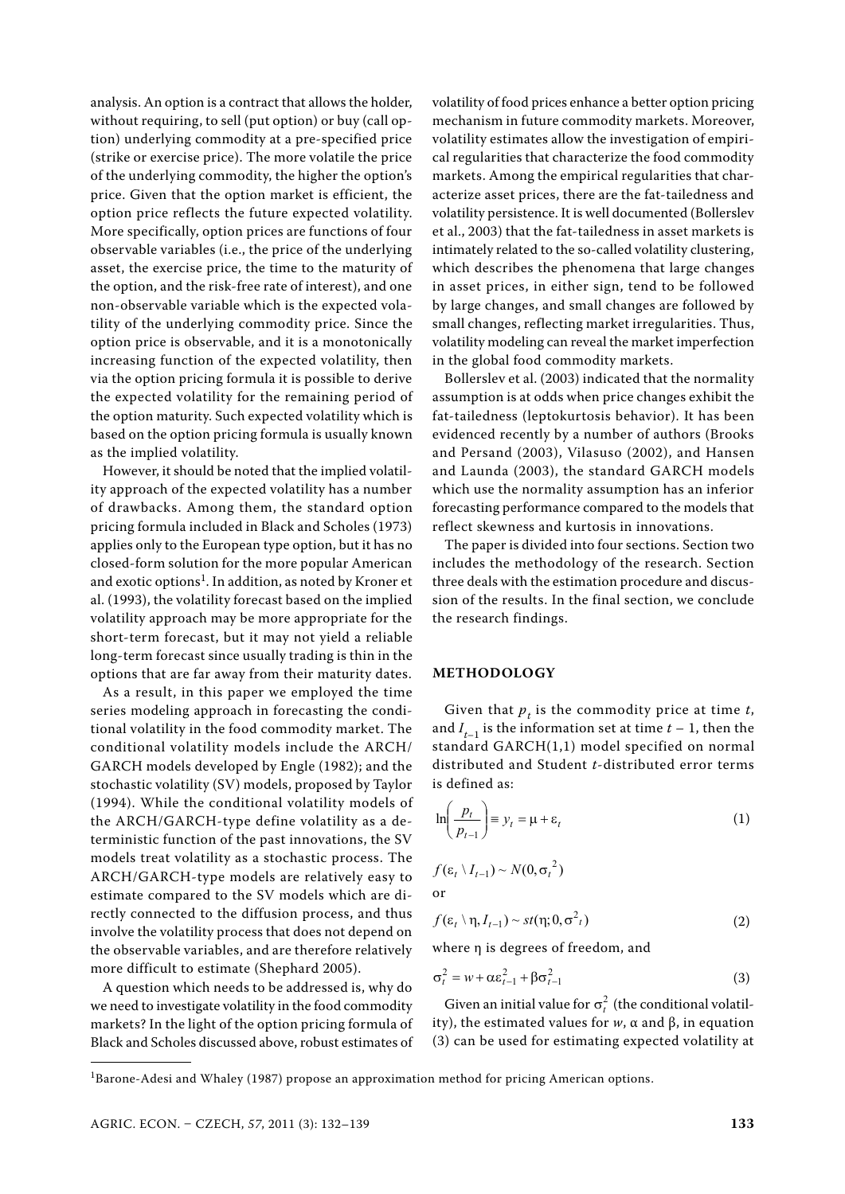analysis. An option is a contract that allows the holder, without requiring, to sell (put option) or buy (call option) underlying commodity at a pre-specified price (strike or exercise price). The more volatile the price of the underlying commodity, the higher the option's price. Given that the option market is efficient, the option price reflects the future expected volatility. More specifically, option prices are functions of four observable variables (i.e., the price of the underlying asset, the exercise price, the time to the maturity of the option, and the risk-free rate of interest), and one non-observable variable which is the expected volatility of the underlying commodity price. Since the option price is observable, and it is a monotonically increasing function of the expected volatility, then via the option pricing formula it is possible to derive the expected volatility for the remaining period of the option maturity. Such expected volatility which is based on the option pricing formula is usually known as the implied volatility.

However, it should be noted that the implied volatility approach of the expected volatility has a number of drawbacks. Among them, the standard option pricing formula included in Black and Scholes (1973) applies only to the European type option, but it has no closed-form solution for the more popular American and exotic options[1]. In addition, as noted by Kroner et al. (1993), the volatility forecast based on the implied volatility approach may be more appropriate for the short-term forecast, but it may not yield a reliable long-term forecast since usually trading is thin in the options that are far away from their maturity dates.

As a result, in this paper we employed the time series modeling approach in forecasting the conditional volatility in the food commodity market. The conditional volatility models include the ARCH/GARCH models developed by Engle (1982); and the stochastic volatility (SV) models, proposed by Taylor (1994). While the conditional volatility models of the ARCH/GARCH-type define volatility as a deterministic function of the past innovations, the SV models treat volatility as a stochastic process. The ARCH/GARCH-type models are relatively easy to estimate compared to the SV models which are directly connected to the diffusion process, and thus involve the volatility process that does not depend on the observable variables, and are therefore relatively more difficult to estimate (Shephard 2005).

A question which needs to be addressed is, why do we need to investigate volatility in the food commodity markets? In the light of the option pricing formula of Black and Scholes discussed above, robust estimates of volatility of food prices enhance a better option pricing mechanism in future commodity markets. Moreover, volatility estimates allow the investigation of empirical regularities that characterize the food commodity markets. Among the empirical regularities that characterize asset prices, there are the fat-tailedness and volatility persistence. It is well documented (Bollerslev et al., 2003) that the fat-tailedness in asset markets is intimately related to the so-called volatility clustering, which describes the phenomena that large changes in asset prices, in either sign, tend to be followed by large changes, and small changes are followed by small changes, reflecting market irregularities. Thus, volatility modeling can reveal the market imperfection in the global food commodity markets.

Bollerslev et al. (2003) indicated that the normality assumption is at odds when price changes exhibit the fat-tailedness (leptokurtosis behavior). It has been evidenced recently by a number of authors (Brooks and Persand (2003), Vilasuso (2002), and Hansen and Launda (2003), the standard GARCH models which use the normality assumption has an inferior forecasting performance compared to the models that reflect skewness and kurtosis in innovations.

The paper is divided into four sections. Section two includes the methodology of the research. Section three deals with the estimation procedure and discussion of the results. In the final section, we conclude the research findings.

## METHODOLOGY

Given that $p_t$ is the commodity price at time $t$, and $I_{t-1}$ is the information set at time $t-1$, then the standard GARCH(1,1) model specified on normal distributed and Student $t$-distributed error terms is defined as:

$$\ln\left(\frac{p_t}{p_{t-1}}\right) \equiv y_t = \mu + \varepsilon_t \tag{1}$$

$$f(\varepsilon_t \setminus I_{t-1}) \sim N(0, \sigma_t^{\,2})$$

or

$$f(\varepsilon_t \setminus \eta, I_{t-1}) \sim st(\eta; 0, \sigma^2{}_t) \tag{2}$$

where η is degrees of freedom, and

$$\sigma_t^2 = w + \alpha\varepsilon_{t-1}^2 + \beta\sigma_{t-1}^2 \tag{3}$$

Given an initial value for $\sigma_t^2$ (the conditional volatility), the estimated values for $w$, α and β, in equation (3) can be used for estimating expected volatility at

[1]Barone-Adesi and Whaley (1987) propose an approximation method for pricing American options.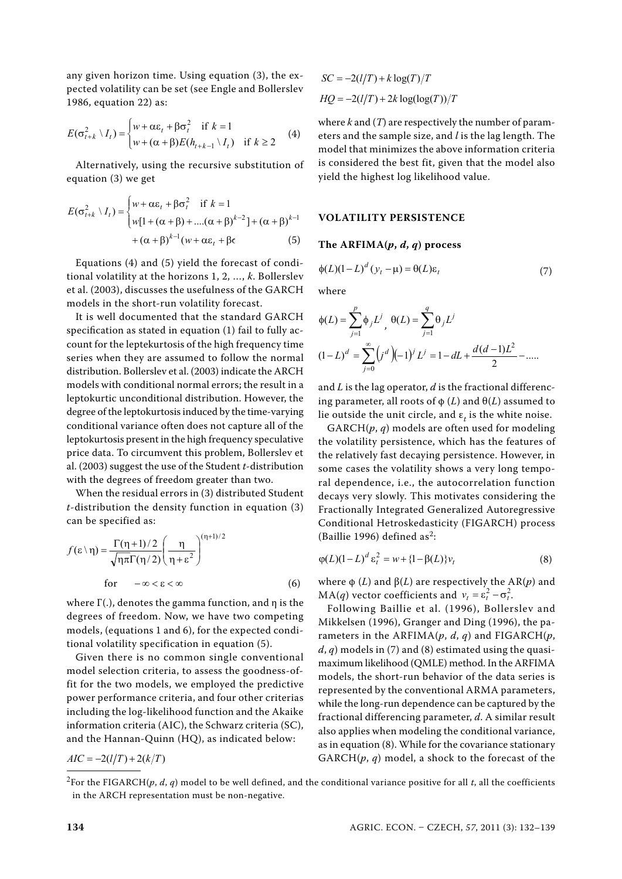any given horizon time. Using equation (3), the expected volatility can be set (see Engle and Bollerslev 1986, equation 22) as:

$$E(\sigma_{t+k}^2 \setminus I_t) = \begin{cases} w + \alpha\varepsilon_t + \beta\sigma_t^2 & \text{if } k = 1 \\ w + (\alpha + \beta)E(h_{t+k-1} \setminus I_t) & \text{if } k \geq 2 \end{cases} \quad (4)$$

Alternatively, using the recursive substitution of equation (3) we get

$$E(\sigma_{t+k}^2 \setminus I_t) = \begin{cases} w + \alpha\varepsilon_t + \beta\sigma_t^2 & \text{if } k = 1 \\ w[1 + (\alpha + \beta) + ....(\alpha + \beta)^{k-2}] + (\alpha + \beta)^{k-1} \\ + (\alpha + \beta)^{k-1}(w + \alpha\varepsilon_t + \beta\text{c} \end{cases} \quad (5)$$

Equations (4) and (5) yield the forecast of conditional volatility at the horizons 1, 2, ..., $k$. Bollerslev et al. (2003), discusses the usefulness of the GARCH models in the short-run volatility forecast.

It is well documented that the standard GARCH specification as stated in equation (1) fail to fully account for the leptekurtosis of the high frequency time series when they are assumed to follow the normal distribution. Bollerslev et al. (2003) indicate the ARCH models with conditional normal errors; the result in a leptokurtic unconditional distribution. However, the degree of the leptokurtosis induced by the time-varying conditional variance often does not capture all of the leptokurtosis present in the high frequency speculative price data. To circumvent this problem, Bollerslev et al. (2003) suggest the use of the Student $t$-distribution with the degrees of freedom greater than two.

When the residual errors in (3) distributed Student $t$-distribution the density function in equation (3) can be specified as:

$$f(\varepsilon \setminus \eta) = \frac{\Gamma(\eta+1)/2}{\sqrt{\eta\pi}\Gamma(\eta/2)}\left(\frac{\eta}{\eta+\varepsilon^2}\right)^{(\eta+1)/2}$$

$$\text{for} \quad -\infty < \varepsilon < \infty \quad (6)$$

where $\Gamma(.)$, denotes the gamma function, and $\eta$ is the degrees of freedom. Now, we have two competing models, (equations 1 and 6), for the expected conditional volatility specification in equation (5).

Given there is no common single conventional model selection criteria, to assess the goodness-of-fit for the two models, we employed the predictive power performance criteria, and four other criterias including the log-likelihood function and the Akaike information criteria (AIC), the Schwarz criteria (SC), and the Hannan-Quinn (HQ), as indicated below:

$$AIC = -2(l/T) + 2(k/T)$$

$$SC = -2(l/T) + k\log(T)/T$$

$$HQ = -2(l/T) + 2k\log(\log(T))/T$$

where $k$ and $(T)$ are respectively the number of parameters and the sample size, and $l$ is the lag length. The model that minimizes the above information criteria is considered the best fit, given that the model also yield the highest log likelihood value.

## VOLATILITY PERSISTENCE

### The ARFIMA($p$, $d$, $q$) process

$$\phi(L)(1-L)^d(y_t - \mu) = \theta(L)\varepsilon_t \quad (7)$$

where

$$\phi(L) = \sum_{j=1}^{p}\phi_j L^j, \; \theta(L) = \sum_{j=1}^{q}\theta_j L^j$$

$$(1-L)^d = \sum_{j=0}^{\infty}\left(j^d\right)(-1)^j L^j = 1 - dL + \frac{d(d-1)L^2}{2} - .....$$

and $L$ is the lag operator, $d$ is the fractional differencing parameter, all roots of $\phi(L)$ and $\theta(L)$ assumed to lie outside the unit circle, and $\varepsilon_t$ is the white noise.

GARCH($p$, $q$) models are often used for modeling the volatility persistence, which has the features of the relatively fast decaying persistence. However, in some cases the volatility shows a very long temporal dependence, i.e., the autocorrelation function decays very slowly. This motivates considering the Fractionally Integrated Generalized Autoregressive Conditional Hetroskedasticity (FIGARCH) process (Baillie 1996) defined as[2]:

$$\varphi(L)(1-L)^d\varepsilon_t^2 = w + \{1 - \beta(L)\}v_t \quad (8)$$

where $\phi(L)$ and $\beta(L)$ are respectively the AR($p$) and MA($q$) vector coefficients and $v_t = \varepsilon_t^2 - \sigma_t^2$.

Following Baillie et al. (1996), Bollerslev and Mikkelsen (1996), Granger and Ding (1996), the parameters in the ARFIMA($p$, $d$, $q$) and FIGARCH($p$, $d$, $q$) models in (7) and (8) estimated using the quasi-maximum likelihood (QMLE) method. In the ARFIMA models, the short-run behavior of the data series is represented by the conventional ARMA parameters, while the long-run dependence can be captured by the fractional differencing parameter, $d$. A similar result also applies when modeling the conditional variance, as in equation (8). While for the covariance stationary GARCH($p$, $q$) model, a shock to the forecast of the

[2]For the FIGARCH($p$, $d$, $q$) model to be well defined, and the conditional variance positive for all $t$, all the coefficients in the ARCH representation must be non-negative.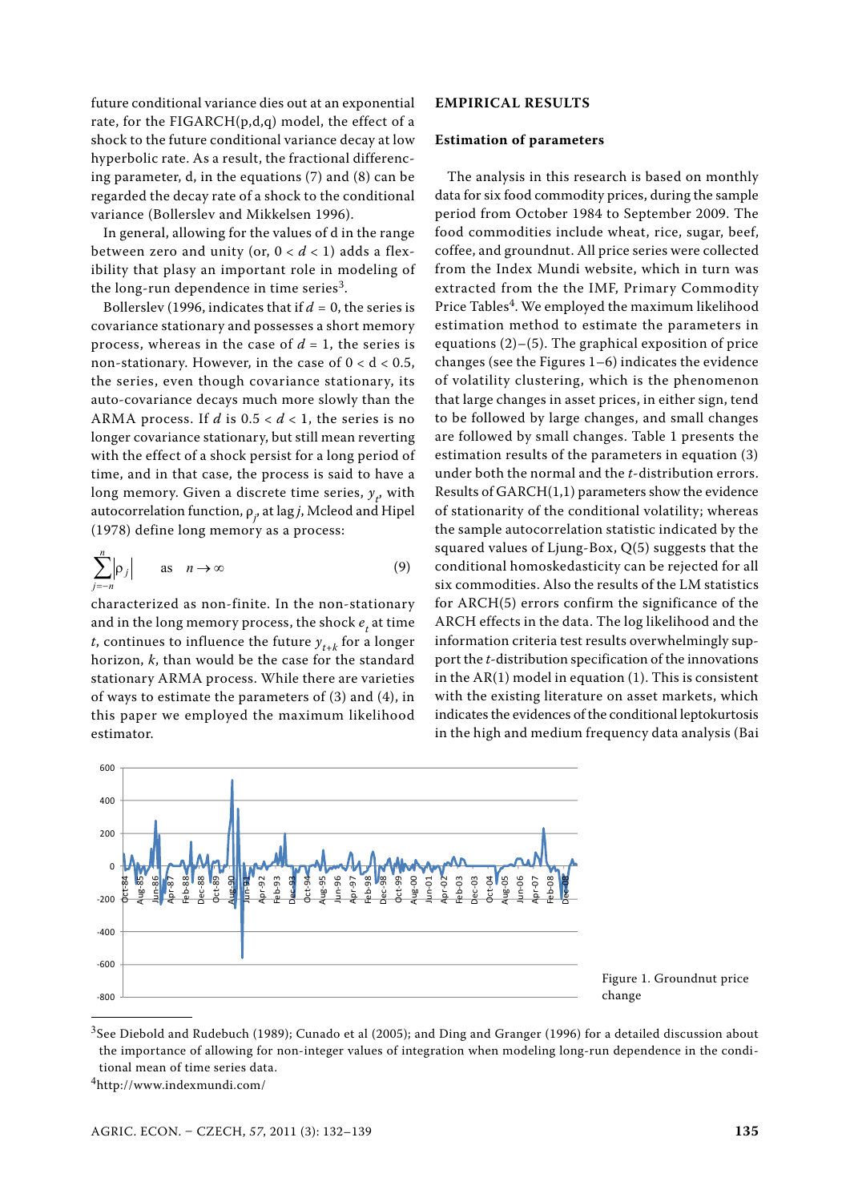future conditional variance dies out at an exponential rate, for the FIGARCH(p,d,q) model, the effect of a shock to the future conditional variance decay at low hyperbolic rate. As a result, the fractional differencing parameter, d, in the equations (7) and (8) can be regarded the decay rate of a shock to the conditional variance (Bollerslev and Mikkelsen 1996).

In general, allowing for the values of d in the range between zero and unity (or, $0 < d < 1$) adds a flexibility that plasy an important role in modeling of the long-run dependence in time series[3].

Bollerslev (1996, indicates that if $d = 0$, the series is covariance stationary and possesses a short memory process, whereas in the case of $d = 1$, the series is non-stationary. However, in the case of $0 < d < 0.5$, the series, even though covariance stationary, its auto-covariance decays much more slowly than the ARMA process. If $d$ is $0.5 < d < 1$, the series is no longer covariance stationary, but still mean reverting with the effect of a shock persist for a long period of time, and in that case, the process is said to have a long memory. Given a discrete time series, $y_t$, with autocorrelation function, $\rho_j$, at lag $j$, Mcleod and Hipel (1978) define long memory as a process:

$$\sum_{j=-n}^{n} |\rho_j| \qquad \text{as} \quad n \to \infty \tag{9}$$

characterized as non-finite. In the non-stationary and in the long memory process, the shock $e_t$ at time $t$, continues to influence the future $y_{t+k}$ for a longer horizon, $k$, than would be the case for the standard stationary ARMA process. While there are varieties of ways to estimate the parameters of (3) and (4), in this paper we employed the maximum likelihood estimator.

## EMPIRICAL RESULTS

### Estimation of parameters

The analysis in this research is based on monthly data for six food commodity prices, during the sample period from October 1984 to September 2009. The food commodities include wheat, rice, sugar, beef, coffee, and groundnut. All price series were collected from the Index Mundi website, which in turn was extracted from the the IMF, Primary Commodity Price Tables[4]. We employed the maximum likelihood estimation method to estimate the parameters in equations (2)–(5). The graphical exposition of price changes (see the Figures 1–6) indicates the evidence of volatility clustering, which is the phenomenon that large changes in asset prices, in either sign, tend to be followed by large changes, and small changes are followed by small changes. Table 1 presents the estimation results of the parameters in equation (3) under both the normal and the $t$-distribution errors. Results of GARCH(1,1) parameters show the evidence of stationarity of the conditional volatility; whereas the sample autocorrelation statistic indicated by the squared values of Ljung-Box, Q(5) suggests that the conditional homoskedasticity can be rejected for all six commodities. Also the results of the LM statistics for ARCH(5) errors confirm the significance of the ARCH effects in the data. The log likelihood and the information criteria test results overwhelmingly support the $t$-distribution specification of the innovations in the AR(1) model in equation (1). This is consistent with the existing literature on asset markets, which indicates the evidences of the conditional leptokurtosis in the high and medium frequency data analysis (Bai

Figure 1. Groundnut price change

[3]See Diebold and Rudebuch (1989); Cunado et al (2005); and Ding and Granger (1996) for a detailed discussion about the importance of allowing for non-integer values of integration when modeling long-run dependence in the conditional mean of time series data.

[4]http://www.indexmundi.com/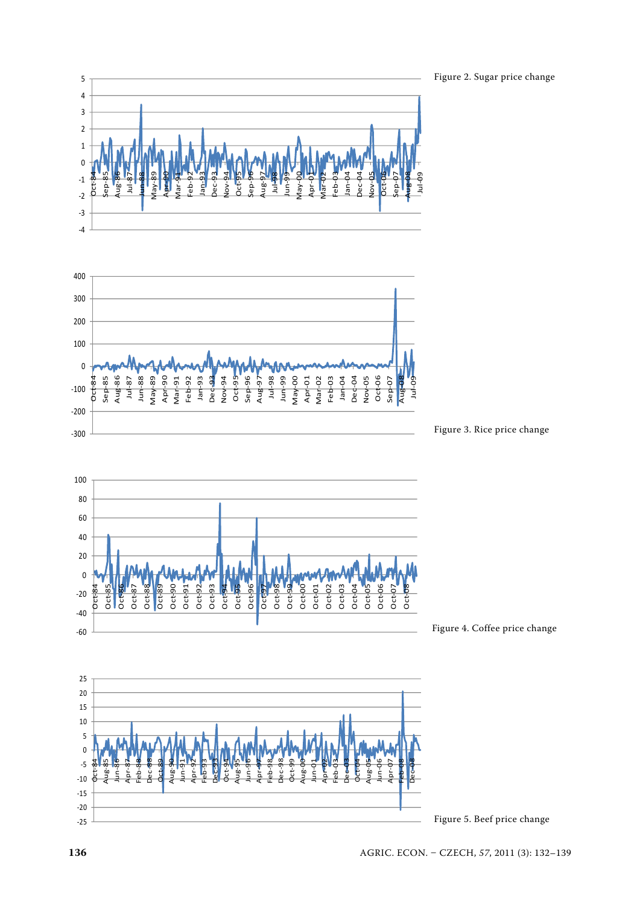Figure 2. Sugar price change

Figure 3. Rice price change

Figure 4. Coffee price change

Figure 5. Beef price change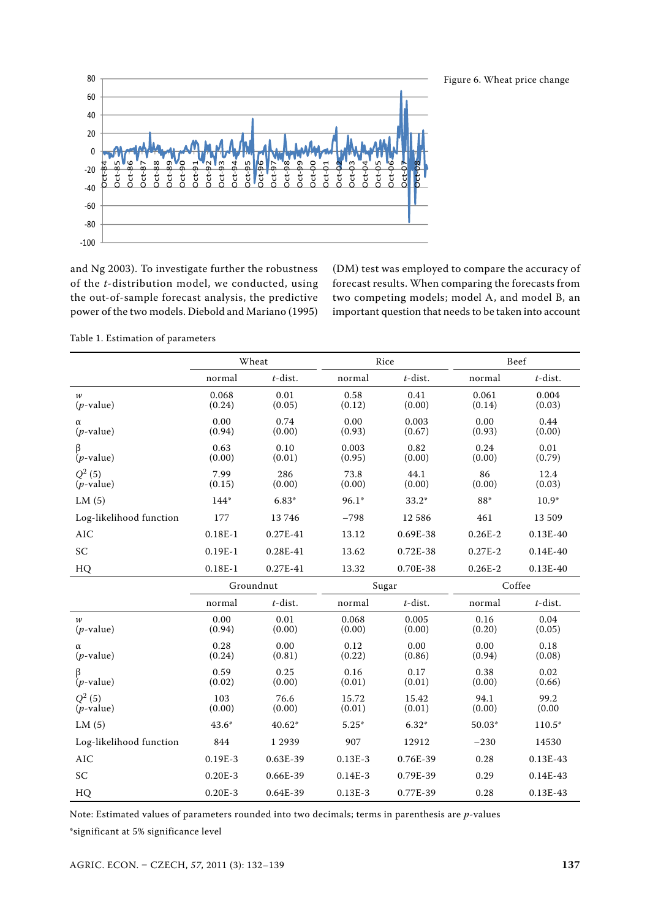Figure 6. Wheat price change

and Ng 2003). To investigate further the robustness of the *t*-distribution model, we conducted, using the out-of-sample forecast analysis, the predictive power of the two models. Diebold and Mariano (1995) (DM) test was employed to compare the accuracy of forecast results. When comparing the forecasts from two competing models; model A, and model B, an important question that needs to be taken into account

Table 1. Estimation of parameters

| | Wheat | | Rice | | Beef | |
|---|---|---|---|---|---|---|
| | normal | *t*-dist. | normal | *t*-dist. | normal | *t*-dist. |
| $w$ (*p*-value) | 0.068 (0.24) | 0.01 (0.05) | 0.58 (0.12) | 0.41 (0.00) | 0.061 (0.14) | 0.004 (0.03) |
| $\alpha$ (*p*-value) | 0.00 (0.94) | 0.74 (0.00) | 0.00 (0.93) | 0.003 (0.67) | 0.00 (0.93) | 0.44 (0.00) |
| $\beta$ (*p*-value) | 0.63 (0.00) | 0.10 (0.01) | 0.003 (0.95) | 0.82 (0.00) | 0.24 (0.00) | 0.01 (0.79) |
| $Q^2$ (5) (*p*-value) | 7.99 (0.15) | 286 (0.00) | 73.8 (0.00) | 44.1 (0.00) | 86 (0.00) | 12.4 (0.03) |
| LM (5) | 144* | 6.83* | 96.1* | 33.2* | 88* | 10.9* |
| Log-likelihood function | 177 | 13 746 | −798 | 12 586 | 461 | 13 509 |
| AIC | 0.18E-1 | 0.27E-41 | 13.12 | 0.69E-38 | 0.26E-2 | 0.13E-40 |
| SC | 0.19E-1 | 0.28E-41 | 13.62 | 0.72E-38 | 0.27E-2 | 0.14E-40 |
| HQ | 0.18E-1 | 0.27E-41 | 13.32 | 0.70E-38 | 0.26E-2 | 0.13E-40 |
| | Groundnut | | Sugar | | Coffee | |
| | normal | *t*-dist. | normal | *t*-dist. | normal | *t*-dist. |
| $w$ (*p*-value) | 0.00 (0.94) | 0.01 (0.00) | 0.068 (0.00) | 0.005 (0.00) | 0.16 (0.20) | 0.04 (0.05) |
| $\alpha$ (*p*-value) | 0.28 (0.24) | 0.00 (0.81) | 0.12 (0.22) | 0.00 (0.86) | 0.00 (0.94) | 0.18 (0.08) |
| $\beta$ (*p*-value) | 0.59 (0.02) | 0.25 (0.00) | 0.16 (0.01) | 0.17 (0.01) | 0.38 (0.00) | 0.02 (0.66) |
| $Q^2$ (5) (*p*-value) | 103 (0.00) | 76.6 (0.00) | 15.72 (0.01) | 15.42 (0.01) | 94.1 (0.00) | 99.2 (0.00 |
| LM (5) | 43.6* | 40.62* | 5.25* | 6.32* | 50.03* | 110.5* |
| Log-likelihood function | 844 | 1 2939 | 907 | 12912 | −230 | 14530 |
| AIC | 0.19E-3 | 0.63E-39 | 0.13E-3 | 0.76E-39 | 0.28 | 0.13E-43 |
| SC | 0.20E-3 | 0.66E-39 | 0.14E-3 | 0.79E-39 | 0.29 | 0.14E-43 |
| HQ | 0.20E-3 | 0.64E-39 | 0.13E-3 | 0.77E-39 | 0.28 | 0.13E-43 |

Note: Estimated values of parameters rounded into two decimals; terms in parenthesis are *p*-values

*significant at 5% significance level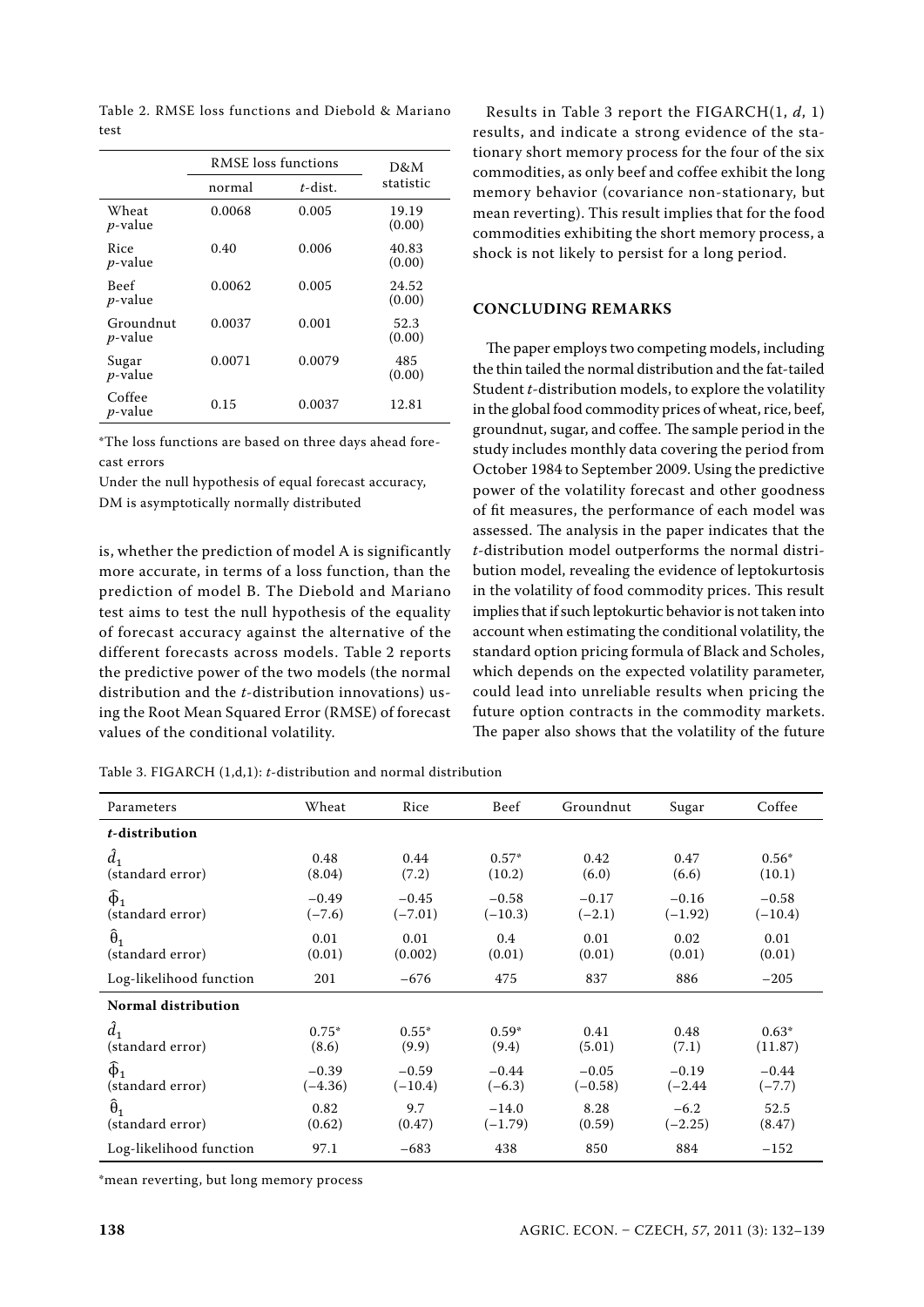Table 2. RMSE loss functions and Diebold & Mariano test

| | RMSE loss functions | | D&M statistic |
|---|---|---|---|
| | normal | *t*-dist. | |
| Wheat<br>*p*-value | 0.0068 | 0.005 | 19.19<br>(0.00) |
| Rice<br>*p*-value | 0.40 | 0.006 | 40.83<br>(0.00) |
| Beef<br>*p*-value | 0.0062 | 0.005 | 24.52<br>(0.00) |
| Groundnut<br>*p*-value | 0.0037 | 0.001 | 52.3<br>(0.00) |
| Sugar<br>*p*-value | 0.0071 | 0.0079 | 485<br>(0.00) |
| Coffee<br>*p*-value | 0.15 | 0.0037 | 12.81 |

*The loss functions are based on three days ahead forecast errors

Under the null hypothesis of equal forecast accuracy, DM is asymptotically normally distributed

is, whether the prediction of model A is significantly more accurate, in terms of a loss function, than the prediction of model B. The Diebold and Mariano test aims to test the null hypothesis of the equality of forecast accuracy against the alternative of the different forecasts across models. Table 2 reports the predictive power of the two models (the normal distribution and the *t*-distribution innovations) using the Root Mean Squared Error (RMSE) of forecast values of the conditional volatility.

Results in Table 3 report the FIGARCH(1, *d*, 1) results, and indicate a strong evidence of the stationary short memory process for the four of the six commodities, as only beef and coffee exhibit the long memory behavior (covariance non-stationary, but mean reverting). This result implies that for the food commodities exhibiting the short memory process, a shock is not likely to persist for a long period.

## CONCLUDING REMARKS

The paper employs two competing models, including the thin tailed the normal distribution and the fat-tailed Student *t*-distribution models, to explore the volatility in the global food commodity prices of wheat, rice, beef, groundnut, sugar, and coffee. The sample period in the study includes monthly data covering the period from October 1984 to September 2009. Using the predictive power of the volatility forecast and other goodness of fit measures, the performance of each model was assessed. The analysis in the paper indicates that the *t*-distribution model outperforms the normal distribution model, revealing the evidence of leptokurtosis in the volatility of food commodity prices. This result implies that if such leptokurtic behavior is not taken into account when estimating the conditional volatility, the standard option pricing formula of Black and Scholes, which depends on the expected volatility parameter, could lead into unreliable results when pricing the future option contracts in the commodity markets. The paper also shows that the volatility of the future

Table 3. FIGARCH (1,d,1): *t*-distribution and normal distribution

| Parameters | Wheat | Rice | Beef | Groundnut | Sugar | Coffee |
|---|---|---|---|---|---|---|
| ***t*-distribution** | | | | | | |
| $\hat{d}_1$<br>(standard error) | 0.48<br>(8.04) | 0.44<br>(7.2) | 0.57*<br>(10.2) | 0.42<br>(6.0) | 0.47<br>(6.6) | 0.56*<br>(10.1) |
| $\hat{\Phi}_1$<br>(standard error) | −0.49<br>(−7.6) | −0.45<br>(−7.01) | −0.58<br>(−10.3) | −0.17<br>(−2.1) | −0.16<br>(−1.92) | −0.58<br>(−10.4) |
| $\hat{\theta}_1$<br>(standard error) | 0.01<br>(0.01) | 0.01<br>(0.002) | 0.4<br>(0.01) | 0.01<br>(0.01) | 0.02<br>(0.01) | 0.01<br>(0.01) |
| Log-likelihood function | 201 | −676 | 475 | 837 | 886 | −205 |
| **Normal distribution** | | | | | | |
| $\hat{d}_1$<br>(standard error) | 0.75*<br>(8.6) | 0.55*<br>(9.9) | 0.59*<br>(9.4) | 0.41<br>(5.01) | 0.48<br>(7.1) | 0.63*<br>(11.87) |
| $\hat{\Phi}_1$<br>(standard error) | −0.39<br>(−4.36) | −0.59<br>(−10.4) | −0.44<br>(−6.3) | −0.05<br>(−0.58) | −0.19<br>(−2.44 | −0.44<br>(−7.7) |
| $\hat{\theta}_1$<br>(standard error) | 0.82<br>(0.62) | 9.7<br>(0.47) | −14.0<br>(−1.79) | 8.28<br>(0.59) | −6.2<br>(−2.25) | 52.5<br>(8.47) |
| Log-likelihood function | 97.1 | −683 | 438 | 850 | 884 | −152 |

*mean reverting, but long memory process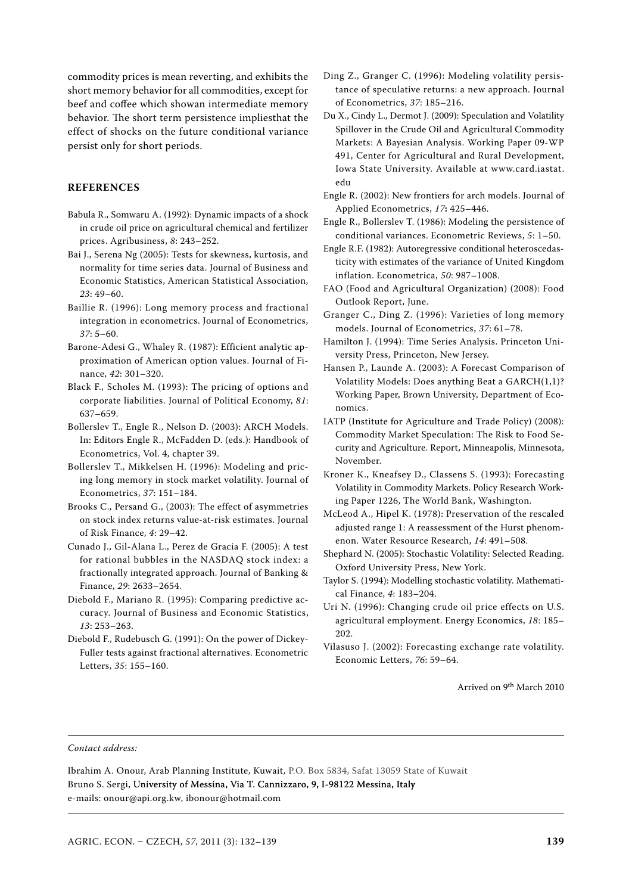commodity prices is mean reverting, and exhibits the short memory behavior for all commodities, except for beef and coffee which showan intermediate memory behavior. The short term persistence impliesthat the effect of shocks on the future conditional variance persist only for short periods.

## REFERENCES

Babula R., Somwaru A. (1992): Dynamic impacts of a shock in crude oil price on agricultural chemical and fertilizer prices. Agribusiness, *8*: 243–252.

Bai J., Serena Ng (2005): Tests for skewness, kurtosis, and normality for time series data. Journal of Business and Economic Statistics, American Statistical Association, *23*: 49–60.

Baillie R. (1996): Long memory process and fractional integration in econometrics. Journal of Econometrics, *37*: 5–60.

Barone-Adesi G., Whaley R. (1987): Efficient analytic approximation of American option values. Journal of Finance, *42*: 301–320.

Black F., Scholes M. (1993): The pricing of options and corporate liabilities. Journal of Political Economy, *81*: 637–659.

Bollerslev T., Engle R., Nelson D. (2003): ARCH Models. In: Editors Engle R., McFadden D. (eds.): Handbook of Econometrics, Vol. 4, chapter 39.

Bollerslev T., Mikkelsen H. (1996): Modeling and pricing long memory in stock market volatility. Journal of Econometrics, *37*: 151–184.

Brooks C., Persand G., (2003): The effect of asymmetries on stock index returns value-at-risk estimates. Journal of Risk Finance, *4*: 29–42.

Cunado J., Gil-Alana L., Perez de Gracia F. (2005): A test for rational bubbles in the NASDAQ stock index: a fractionally integrated approach. Journal of Banking & Finance, *29*: 2633–2654.

Diebold F., Mariano R. (1995): Comparing predictive accuracy. Journal of Business and Economic Statistics, *13*: 253–263.

Diebold F., Rudebusch G. (1991): On the power of Dickey-Fuller tests against fractional alternatives. Econometric Letters, *35*: 155–160.

Ding Z., Granger C. (1996): Modeling volatility persistance of speculative returns: a new approach. Journal of Econometrics, *37*: 185–216.

Du X., Cindy L., Dermot J. (2009): Speculation and Volatility Spillover in the Crude Oil and Agricultural Commodity Markets: A Bayesian Analysis. Working Paper 09-WP 491, Center for Agricultural and Rural Development, Iowa State University. Available at www.card.iastat.edu

Engle R. (2002): New frontiers for arch models. Journal of Applied Econometrics, *17***:** 425–446.

Engle R., Bollerslev T. (1986): Modeling the persistence of conditional variances. Econometric Reviews, *5*: 1–50.

Engle R.F. (1982): Autoregressive conditional heteroscedasticity with estimates of the variance of United Kingdom inflation. Econometrica, *50*: 987–1008.

FAO (Food and Agricultural Organization) (2008): Food Outlook Report, June.

Granger C., Ding Z. (1996): Varieties of long memory models. Journal of Econometrics, *37*: 61–78.

Hamilton J. (1994): Time Series Analysis. Princeton University Press, Princeton, New Jersey.

Hansen P., Launde A. (2003): A Forecast Comparison of Volatility Models: Does anything Beat a GARCH(1,1)? Working Paper, Brown University, Department of Economics.

IATP (Institute for Agriculture and Trade Policy) (2008): Commodity Market Speculation: The Risk to Food Security and Agriculture. Report, Minneapolis, Minnesota, November.

Kroner K., Kneafsey D., Classens S. (1993): Forecasting Volatility in Commodity Markets. Policy Research Working Paper 1226, The World Bank, Washington.

McLeod A., Hipel K. (1978): Preservation of the rescaled adjusted range 1: A reassessment of the Hurst phenomenon. Water Resource Research, *14*: 491–508.

Shephard N. (2005): Stochastic Volatility: Selected Reading. Oxford University Press, New York.

Taylor S. (1994): Modelling stochastic volatility. Mathematical Finance, *4*: 183–204.

Uri N. (1996): Changing crude oil price effects on U.S. agricultural employment. Energy Economics, *18*: 185–202.

Vilasuso J. (2002): Forecasting exchange rate volatility. Economic Letters, *76*: 59–64.

Arrived on 9th March 2010

*Contact address:*

Ibrahim A. Onour, Arab Planning Institute, Kuwait, P.O. Box 5834, Safat 13059 State of Kuwait
Bruno S. Sergi, University of Messina, Via T. Cannizzaro, 9, I-98122 Messina, Italy
e-mails: onour@api.org.kw, ibonour@hotmail.com